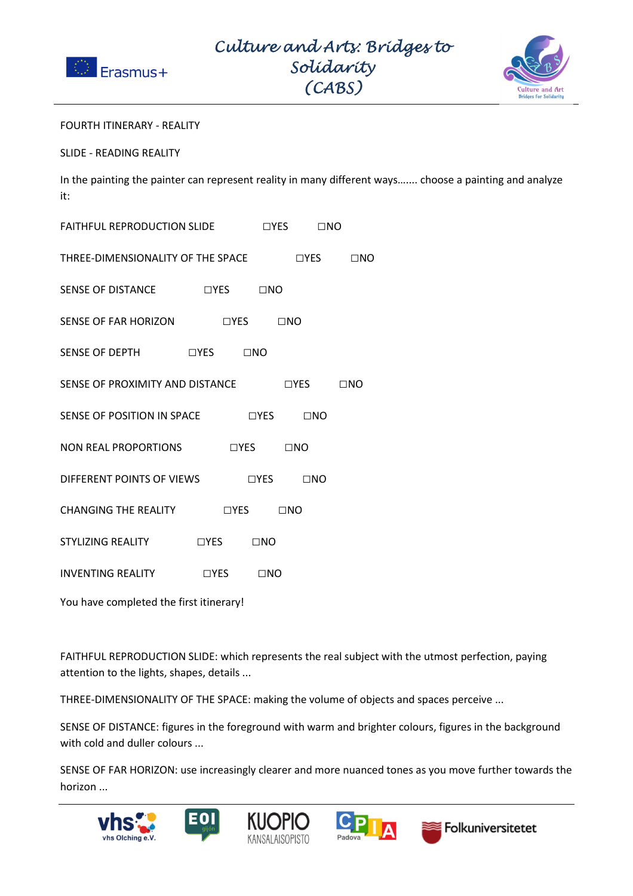FOURTH ITINERARY - REALITY

SLIDE - READING REALITY

In the painting the painter can represent reality in many different ways……. choose a painting and analyze it:

FAITHFUL REPRODUCTION SLIDE ☐YES ☐NO

THREE-DIMENSIONALITY OF THE SPACE ☐YES ☐NO

SENSE OF DISTANCE ☐YES ☐NO

SENSE OF FAR HORIZON ☐YES ☐NO

SENSE OF DEPTH ☐YES ☐NO

SENSE OF PROXIMITY AND DISTANCE ☐YES ☐NO

SENSE OF POSITION IN SPACE ☐YES ☐NO

NON REAL PROPORTIONS ☐YES ☐NO

DIFFERENT POINTS OF VIEWS ☐YES ☐NO

CHANGING THE REALITY ☐YES ☐NO

STYLIZING REALITY ☐YES ☐NO

INVENTING REALITY ☐YES ☐NO

You have completed the first itinerary!

FAITHFUL REPRODUCTION SLIDE: which represents the real subject with the utmost perfection, paying attention to the lights, shapes, details ...

THREE-DIMENSIONALITY OF THE SPACE: making the volume of objects and spaces perceive ...

SENSE OF DISTANCE: figures in the foreground with warm and brighter colours, figures in the background with cold and duller colours ...

SENSE OF FAR HORIZON: use increasingly clearer and more nuanced tones as you move further towards the horizon ...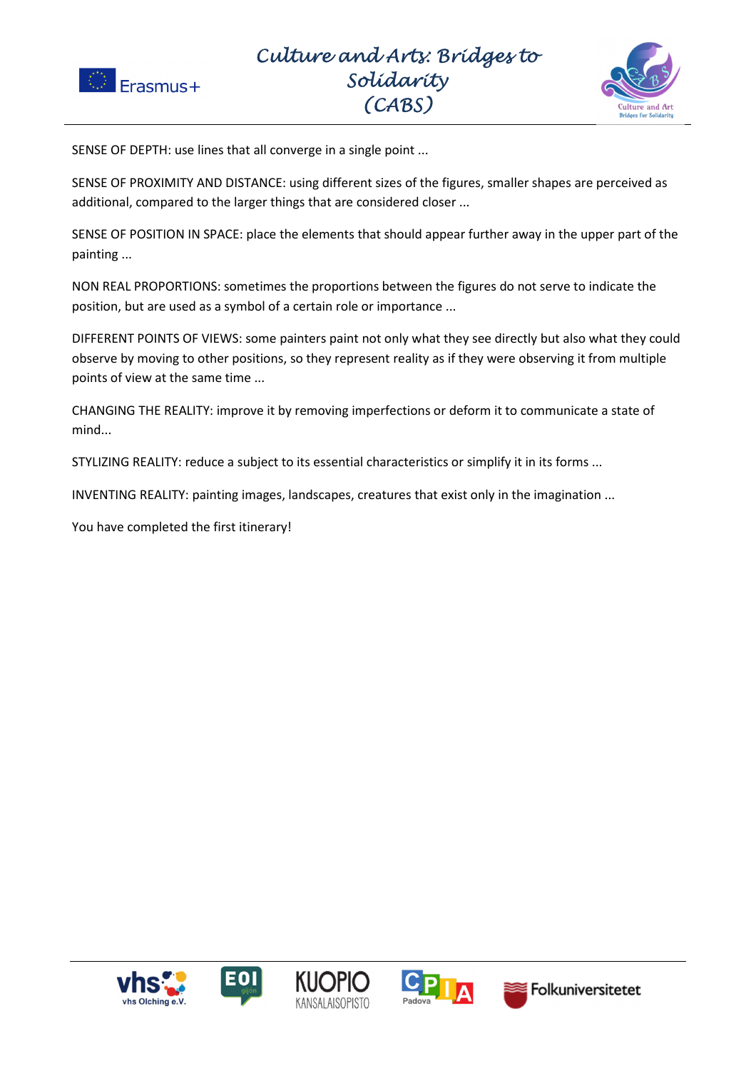SENSE OF DEPTH: use lines that all converge in a single point ...

SENSE OF PROXIMITY AND DISTANCE: using different sizes of the figures, smaller shapes are perceived as additional, compared to the larger things that are considered closer ...

SENSE OF POSITION IN SPACE: place the elements that should appear further away in the upper part of the painting ...

NON REAL PROPORTIONS: sometimes the proportions between the figures do not serve to indicate the position, but are used as a symbol of a certain role or importance ...

DIFFERENT POINTS OF VIEWS: some painters paint not only what they see directly but also what they could observe by moving to other positions, so they represent reality as if they were observing it from multiple points of view at the same time ...

CHANGING THE REALITY: improve it by removing imperfections or deform it to communicate a state of mind...

STYLIZING REALITY: reduce a subject to its essential characteristics or simplify it in its forms ...

INVENTING REALITY: painting images, landscapes, creatures that exist only in the imagination ...

You have completed the first itinerary!